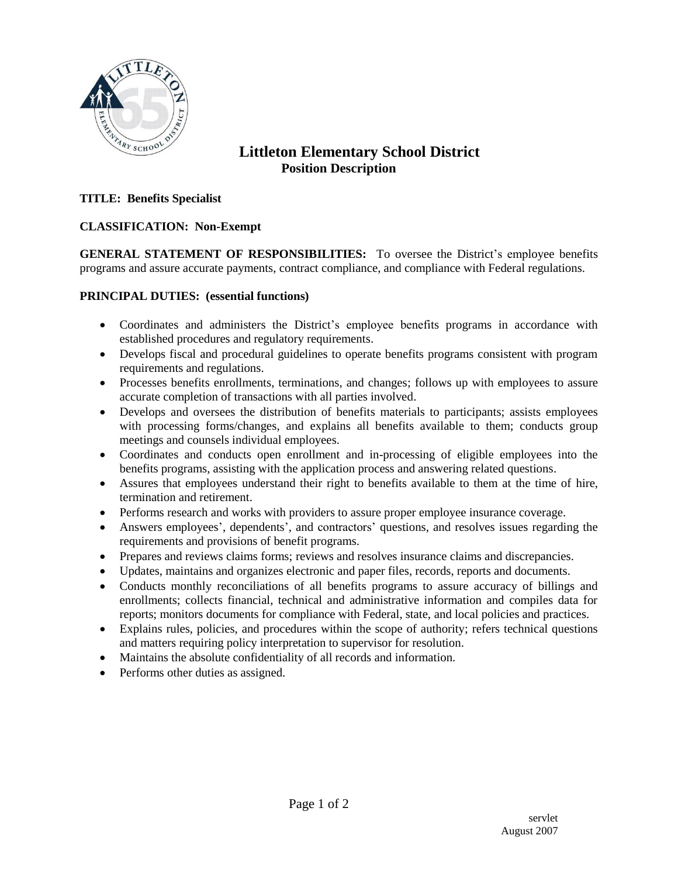# Littleton Elementary School District

## Position Description

**TITLE: Benefits Specialist**

**CLASSIFICATION: Non-Exempt**

**GENERAL STATEMENT OF RESPONSIBILITIES:** To oversee the District's employee benefits programs and assure accurate payments, contract compliance, and compliance with Federal regulations.

**PRINCIPAL DUTIES: (essential functions)**

- Coordinates and administers the District's employee benefits programs in accordance with established procedures and regulatory requirements.
- Develops fiscal and procedural guidelines to operate benefits programs consistent with program requirements and regulations.
- Processes benefits enrollments, terminations, and changes; follows up with employees to assure accurate completion of transactions with all parties involved.
- Develops and oversees the distribution of benefits materials to participants; assists employees with processing forms/changes, and explains all benefits available to them; conducts group meetings and counsels individual employees.
- Coordinates and conducts open enrollment and in-processing of eligible employees into the benefits programs, assisting with the application process and answering related questions.
- Assures that employees understand their right to benefits available to them at the time of hire, termination and retirement.
- Performs research and works with providers to assure proper employee insurance coverage.
- Answers employees', dependents', and contractors' questions, and resolves issues regarding the requirements and provisions of benefit programs.
- Prepares and reviews claims forms; reviews and resolves insurance claims and discrepancies.
- Updates, maintains and organizes electronic and paper files, records, reports and documents.
- Conducts monthly reconciliations of all benefits programs to assure accuracy of billings and enrollments; collects financial, technical and administrative information and compiles data for reports; monitors documents for compliance with Federal, state, and local policies and practices.
- Explains rules, policies, and procedures within the scope of authority; refers technical questions and matters requiring policy interpretation to supervisor for resolution.
- Maintains the absolute confidentiality of all records and information.
- Performs other duties as assigned.

servlet
August 2007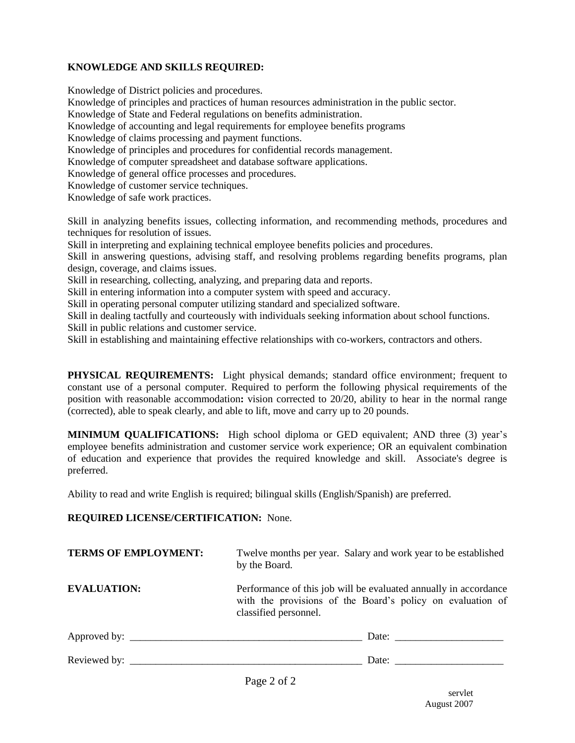**KNOWLEDGE AND SKILLS REQUIRED:**

Knowledge of District policies and procedures.
Knowledge of principles and practices of human resources administration in the public sector.
Knowledge of State and Federal regulations on benefits administration.
Knowledge of accounting and legal requirements for employee benefits programs
Knowledge of claims processing and payment functions.
Knowledge of principles and procedures for confidential records management.
Knowledge of computer spreadsheet and database software applications.
Knowledge of general office processes and procedures.
Knowledge of customer service techniques.
Knowledge of safe work practices.

Skill in analyzing benefits issues, collecting information, and recommending methods, procedures and techniques for resolution of issues.
Skill in interpreting and explaining technical employee benefits policies and procedures.
Skill in answering questions, advising staff, and resolving problems regarding benefits programs, plan design, coverage, and claims issues.
Skill in researching, collecting, analyzing, and preparing data and reports.
Skill in entering information into a computer system with speed and accuracy.
Skill in operating personal computer utilizing standard and specialized software.
Skill in dealing tactfully and courteously with individuals seeking information about school functions.
Skill in public relations and customer service.
Skill in establishing and maintaining effective relationships with co-workers, contractors and others.

**PHYSICAL REQUIREMENTS:** Light physical demands; standard office environment; frequent to constant use of a personal computer. Required to perform the following physical requirements of the position with reasonable accommodation**:** vision corrected to 20/20, ability to hear in the normal range (corrected), able to speak clearly, and able to lift, move and carry up to 20 pounds.

**MINIMUM QUALIFICATIONS:** High school diploma or GED equivalent; AND three (3) year's employee benefits administration and customer service work experience; OR an equivalent combination of education and experience that provides the required knowledge and skill. Associate's degree is preferred.

Ability to read and write English is required; bilingual skills (English/Spanish) are preferred.

**REQUIRED LICENSE/CERTIFICATION:** None.

**TERMS OF EMPLOYMENT:** Twelve months per year. Salary and work year to be established by the Board.

**EVALUATION:** Performance of this job will be evaluated annually in accordance with the provisions of the Board's policy on evaluation of classified personnel.

Approved by: ______________________________________________ Date: _____________________

Reviewed by: ______________________________________________ Date: _____________________

servlet
August 2007